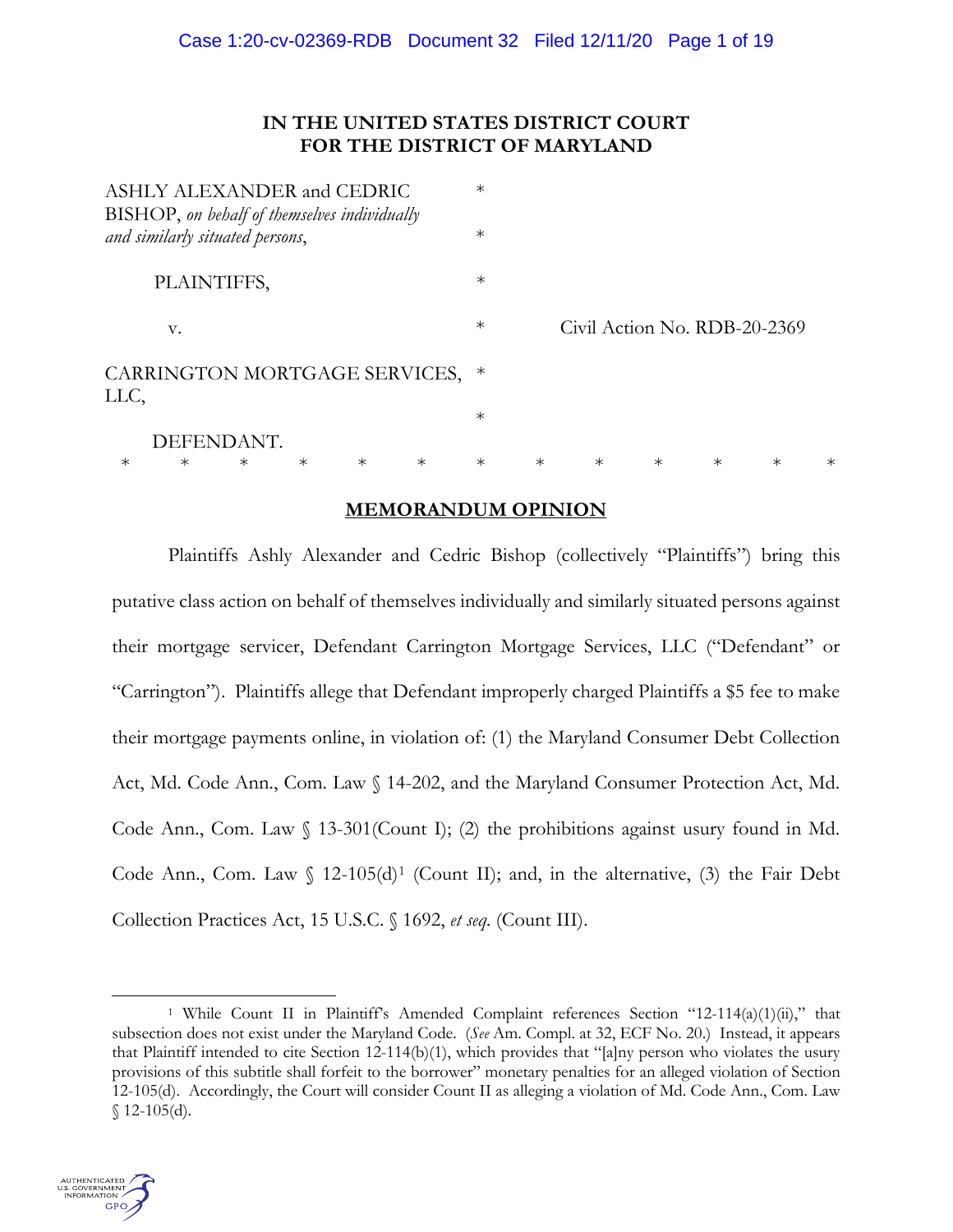# IN THE UNITED STATES DISTRICT COURT FOR THE DISTRICT OF MARYLAND

ASHLY ALEXANDER and CEDRIC BISHOP, *on behalf of themselves individually and similarly situated persons*, *

PLAINTIFFS, *

v. * Civil Action No. RDB-20-2369

CARRINGTON MORTGAGE SERVICES, LLC, *

DEFENDANT. *

\* \* \* \* \* \* \* \* \* \* \* \* \*

## MEMORANDUM OPINION

Plaintiffs Ashly Alexander and Cedric Bishop (collectively "Plaintiffs") bring this putative class action on behalf of themselves individually and similarly situated persons against their mortgage servicer, Defendant Carrington Mortgage Services, LLC ("Defendant" or "Carrington"). Plaintiffs allege that Defendant improperly charged Plaintiffs a $5 fee to make their mortgage payments online, in violation of: (1) the Maryland Consumer Debt Collection Act, Md. Code Ann., Com. Law § 14-202, and the Maryland Consumer Protection Act, Md. Code Ann., Com. Law § 13-301(Count I); (2) the prohibitions against usury found in Md. Code Ann., Com. Law § 12-105(d)[1] (Count II); and, in the alternative, (3) the Fair Debt Collection Practices Act, 15 U.S.C. § 1692, *et seq.* (Count III).

---

[1] While Count II in Plaintiff's Amended Complaint references Section "12-114(a)(1)(ii)," that subsection does not exist under the Maryland Code. (*See* Am. Compl. at 32, ECF No. 20.) Instead, it appears that Plaintiff intended to cite Section 12-114(b)(1), which provides that "[a]ny person who violates the usury provisions of this subtitle shall forfeit to the borrower" monetary penalties for an alleged violation of Section 12-105(d). Accordingly, the Court will consider Count II as alleging a violation of Md. Code Ann., Com. Law § 12-105(d).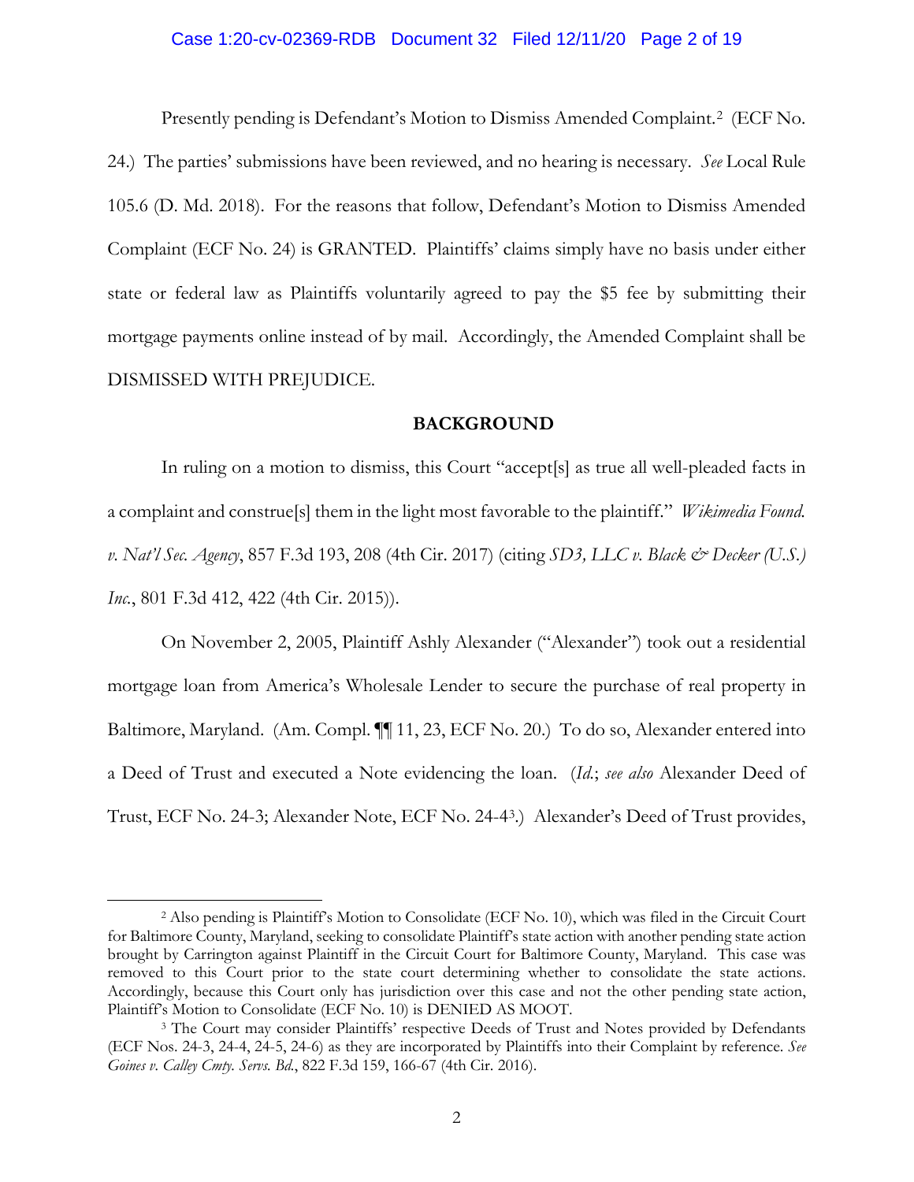Presently pending is Defendant's Motion to Dismiss Amended Complaint.[2] (ECF No. 24.) The parties' submissions have been reviewed, and no hearing is necessary. *See* Local Rule 105.6 (D. Md. 2018). For the reasons that follow, Defendant's Motion to Dismiss Amended Complaint (ECF No. 24) is GRANTED. Plaintiffs' claims simply have no basis under either state or federal law as Plaintiffs voluntarily agreed to pay the $5 fee by submitting their mortgage payments online instead of by mail. Accordingly, the Amended Complaint shall be DISMISSED WITH PREJUDICE.

## BACKGROUND

In ruling on a motion to dismiss, this Court "accept[s] as true all well-pleaded facts in a complaint and construe[s] them in the light most favorable to the plaintiff." *Wikimedia Found. v. Nat'l Sec. Agency*, 857 F.3d 193, 208 (4th Cir. 2017) (citing *SD3, LLC v. Black & Decker (U.S.) Inc.*, 801 F.3d 412, 422 (4th Cir. 2015)).

On November 2, 2005, Plaintiff Ashly Alexander ("Alexander") took out a residential mortgage loan from America's Wholesale Lender to secure the purchase of real property in Baltimore, Maryland. (Am. Compl. ¶¶ 11, 23, ECF No. 20.) To do so, Alexander entered into a Deed of Trust and executed a Note evidencing the loan. (*Id.*; *see also* Alexander Deed of Trust, ECF No. 24-3; Alexander Note, ECF No. 24-4[3].) Alexander's Deed of Trust provides,

---

[2] Also pending is Plaintiff's Motion to Consolidate (ECF No. 10), which was filed in the Circuit Court for Baltimore County, Maryland, seeking to consolidate Plaintiff's state action with another pending state action brought by Carrington against Plaintiff in the Circuit Court for Baltimore County, Maryland. This case was removed to this Court prior to the state court determining whether to consolidate the state actions. Accordingly, because this Court only has jurisdiction over this case and not the other pending state action, Plaintiff's Motion to Consolidate (ECF No. 10) is DENIED AS MOOT.

[3] The Court may consider Plaintiffs' respective Deeds of Trust and Notes provided by Defendants (ECF Nos. 24-3, 24-4, 24-5, 24-6) as they are incorporated by Plaintiffs into their Complaint by reference. *See Goines v. Calley Cmty. Servs. Bd.*, 822 F.3d 159, 166-67 (4th Cir. 2016).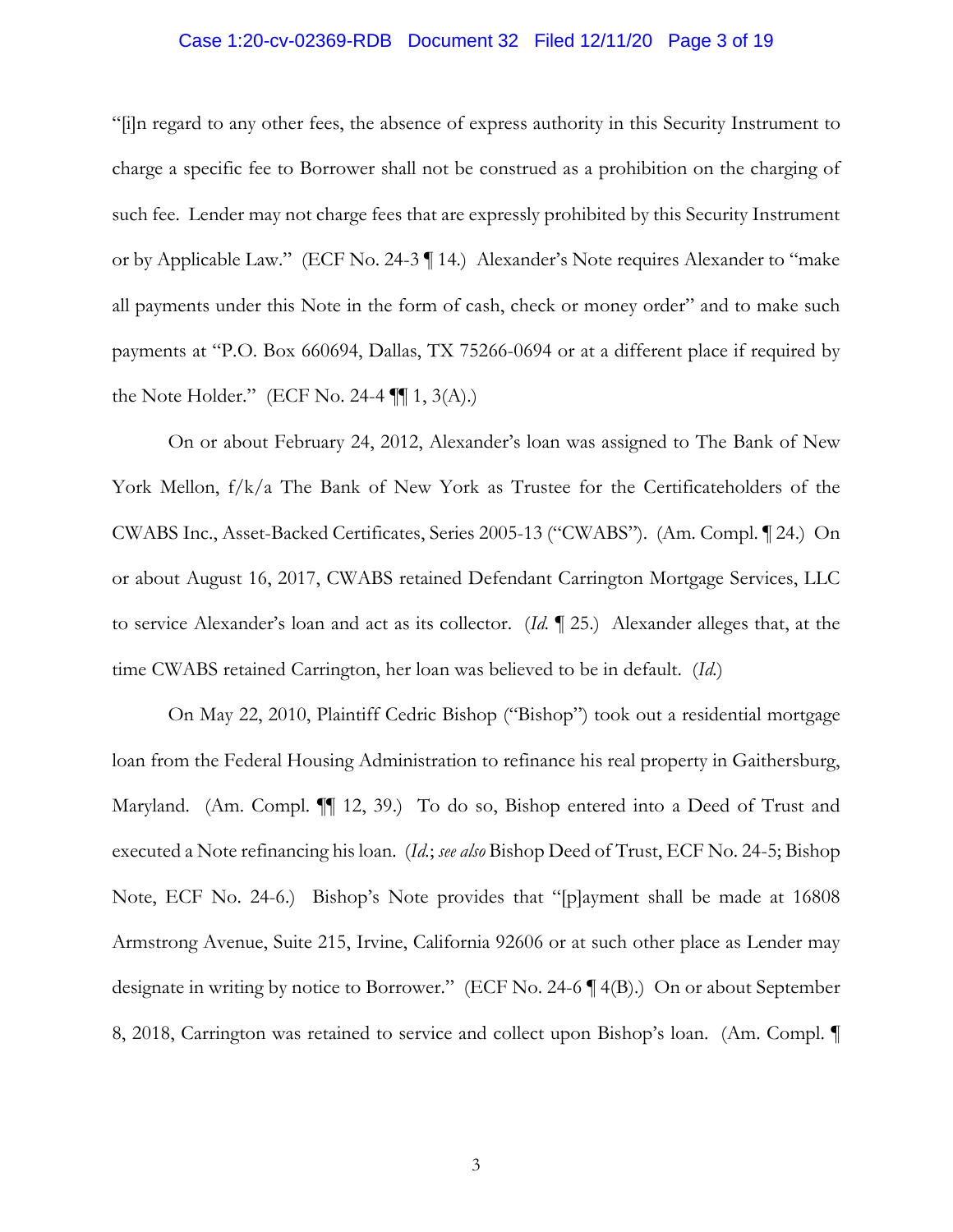"[i]n regard to any other fees, the absence of express authority in this Security Instrument to charge a specific fee to Borrower shall not be construed as a prohibition on the charging of such fee. Lender may not charge fees that are expressly prohibited by this Security Instrument or by Applicable Law." (ECF No. 24-3 ¶ 14.) Alexander's Note requires Alexander to "make all payments under this Note in the form of cash, check or money order" and to make such payments at "P.O. Box 660694, Dallas, TX 75266-0694 or at a different place if required by the Note Holder." (ECF No. 24-4 ¶¶ 1, 3(A).)

On or about February 24, 2012, Alexander's loan was assigned to The Bank of New York Mellon, f/k/a The Bank of New York as Trustee for the Certificateholders of the CWABS Inc., Asset-Backed Certificates, Series 2005-13 ("CWABS"). (Am. Compl. ¶ 24.) On or about August 16, 2017, CWABS retained Defendant Carrington Mortgage Services, LLC to service Alexander's loan and act as its collector. (*Id.* ¶ 25.) Alexander alleges that, at the time CWABS retained Carrington, her loan was believed to be in default. (*Id.*)

On May 22, 2010, Plaintiff Cedric Bishop ("Bishop") took out a residential mortgage loan from the Federal Housing Administration to refinance his real property in Gaithersburg, Maryland. (Am. Compl. ¶¶ 12, 39.) To do so, Bishop entered into a Deed of Trust and executed a Note refinancing his loan. (*Id.*; *see also* Bishop Deed of Trust, ECF No. 24-5; Bishop Note, ECF No. 24-6.) Bishop's Note provides that "[p]ayment shall be made at 16808 Armstrong Avenue, Suite 215, Irvine, California 92606 or at such other place as Lender may designate in writing by notice to Borrower." (ECF No. 24-6 ¶ 4(B).) On or about September 8, 2018, Carrington was retained to service and collect upon Bishop's loan. (Am. Compl. ¶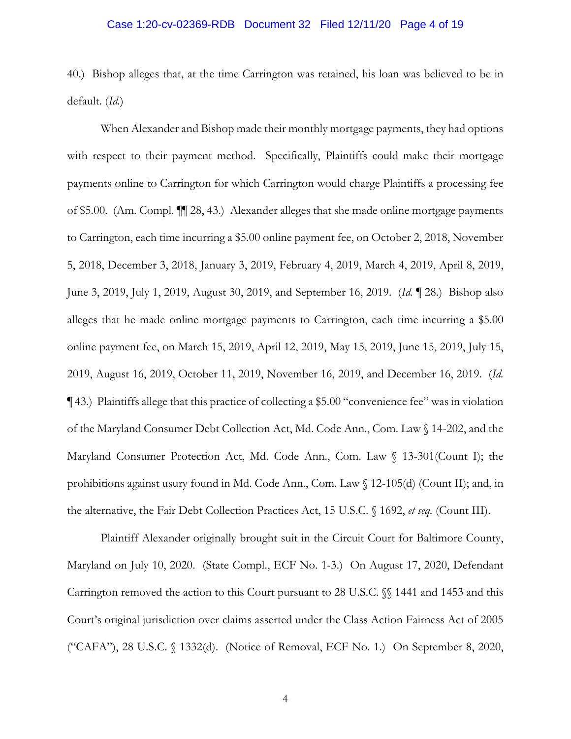40.) Bishop alleges that, at the time Carrington was retained, his loan was believed to be in default. (*Id.*)

When Alexander and Bishop made their monthly mortgage payments, they had options with respect to their payment method. Specifically, Plaintiffs could make their mortgage payments online to Carrington for which Carrington would charge Plaintiffs a processing fee of $5.00. (Am. Compl. ¶¶ 28, 43.) Alexander alleges that she made online mortgage payments to Carrington, each time incurring a $5.00 online payment fee, on October 2, 2018, November 5, 2018, December 3, 2018, January 3, 2019, February 4, 2019, March 4, 2019, April 8, 2019, June 3, 2019, July 1, 2019, August 30, 2019, and September 16, 2019. (*Id.* ¶ 28.) Bishop also alleges that he made online mortgage payments to Carrington, each time incurring a $5.00 online payment fee, on March 15, 2019, April 12, 2019, May 15, 2019, June 15, 2019, July 15, 2019, August 16, 2019, October 11, 2019, November 16, 2019, and December 16, 2019. (*Id.* ¶ 43.) Plaintiffs allege that this practice of collecting a $5.00 "convenience fee" was in violation of the Maryland Consumer Debt Collection Act, Md. Code Ann., Com. Law § 14-202, and the Maryland Consumer Protection Act, Md. Code Ann., Com. Law § 13-301(Count I); the prohibitions against usury found in Md. Code Ann., Com. Law § 12-105(d) (Count II); and, in the alternative, the Fair Debt Collection Practices Act, 15 U.S.C. § 1692, *et seq.* (Count III).

Plaintiff Alexander originally brought suit in the Circuit Court for Baltimore County, Maryland on July 10, 2020. (State Compl., ECF No. 1-3.) On August 17, 2020, Defendant Carrington removed the action to this Court pursuant to 28 U.S.C. §§ 1441 and 1453 and this Court's original jurisdiction over claims asserted under the Class Action Fairness Act of 2005 ("CAFA"), 28 U.S.C. § 1332(d). (Notice of Removal, ECF No. 1.) On September 8, 2020,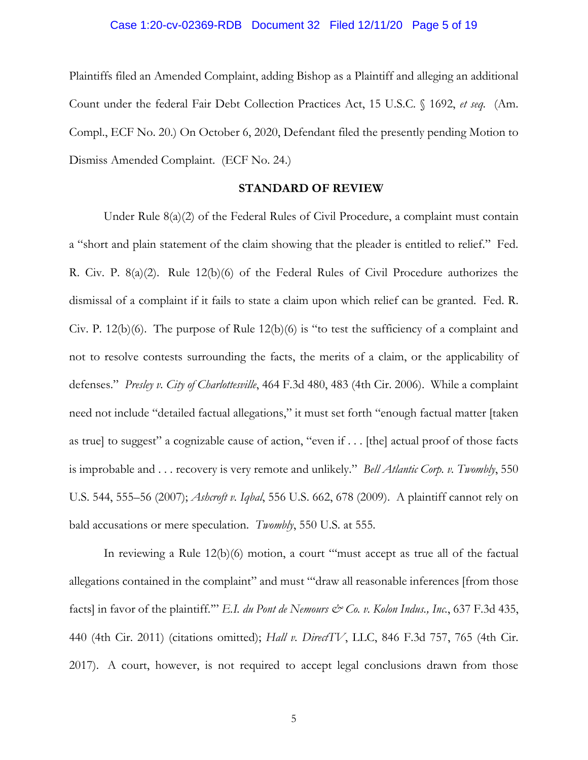Plaintiffs filed an Amended Complaint, adding Bishop as a Plaintiff and alleging an additional Count under the federal Fair Debt Collection Practices Act, 15 U.S.C. § 1692, *et seq.* (Am. Compl., ECF No. 20.) On October 6, 2020, Defendant filed the presently pending Motion to Dismiss Amended Complaint. (ECF No. 24.)

## STANDARD OF REVIEW

Under Rule 8(a)(2) of the Federal Rules of Civil Procedure, a complaint must contain a "short and plain statement of the claim showing that the pleader is entitled to relief." Fed. R. Civ. P. 8(a)(2). Rule 12(b)(6) of the Federal Rules of Civil Procedure authorizes the dismissal of a complaint if it fails to state a claim upon which relief can be granted. Fed. R. Civ. P. 12(b)(6). The purpose of Rule 12(b)(6) is "to test the sufficiency of a complaint and not to resolve contests surrounding the facts, the merits of a claim, or the applicability of defenses." *Presley v. City of Charlottesville*, 464 F.3d 480, 483 (4th Cir. 2006). While a complaint need not include "detailed factual allegations," it must set forth "enough factual matter [taken as true] to suggest" a cognizable cause of action, "even if . . . [the] actual proof of those facts is improbable and . . . recovery is very remote and unlikely." *Bell Atlantic Corp. v. Twombly*, 550 U.S. 544, 555–56 (2007); *Ashcroft v. Iqbal*, 556 U.S. 662, 678 (2009). A plaintiff cannot rely on bald accusations or mere speculation. *Twombly*, 550 U.S. at 555.

In reviewing a Rule 12(b)(6) motion, a court "'must accept as true all of the factual allegations contained in the complaint" and must "'draw all reasonable inferences [from those facts] in favor of the plaintiff.'" *E.I. du Pont de Nemours & Co. v. Kolon Indus., Inc.*, 637 F.3d 435, 440 (4th Cir. 2011) (citations omitted); *Hall v. DirectTV*, LLC, 846 F.3d 757, 765 (4th Cir. 2017). A court, however, is not required to accept legal conclusions drawn from those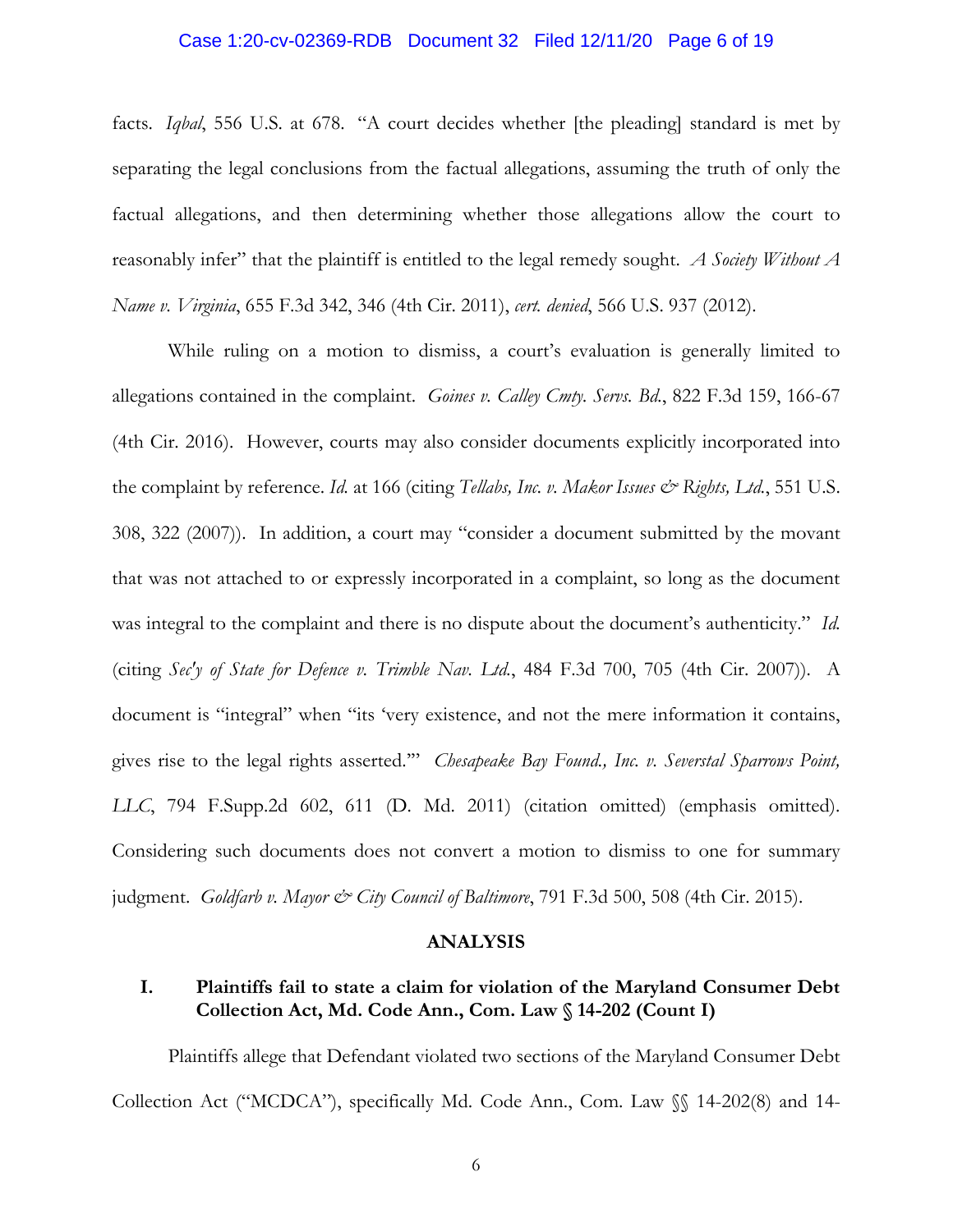facts. *Iqbal*, 556 U.S. at 678. "A court decides whether [the pleading] standard is met by separating the legal conclusions from the factual allegations, assuming the truth of only the factual allegations, and then determining whether those allegations allow the court to reasonably infer" that the plaintiff is entitled to the legal remedy sought. *A Society Without A Name v. Virginia*, 655 F.3d 342, 346 (4th Cir. 2011), *cert. denied*, 566 U.S. 937 (2012).

While ruling on a motion to dismiss, a court's evaluation is generally limited to allegations contained in the complaint. *Goines v. Calley Cmty. Servs. Bd.*, 822 F.3d 159, 166-67 (4th Cir. 2016). However, courts may also consider documents explicitly incorporated into the complaint by reference. *Id.* at 166 (citing *Tellabs, Inc. v. Makor Issues & Rights, Ltd.*, 551 U.S. 308, 322 (2007)). In addition, a court may "consider a document submitted by the movant that was not attached to or expressly incorporated in a complaint, so long as the document was integral to the complaint and there is no dispute about the document's authenticity." *Id.* (citing *Sec'y of State for Defence v. Trimble Nav. Ltd.*, 484 F.3d 700, 705 (4th Cir. 2007)). A document is "integral" when "its 'very existence, and not the mere information it contains, gives rise to the legal rights asserted.'" *Chesapeake Bay Found., Inc. v. Severstal Sparrows Point, LLC*, 794 F.Supp.2d 602, 611 (D. Md. 2011) (citation omitted) (emphasis omitted). Considering such documents does not convert a motion to dismiss to one for summary judgment. *Goldfarb v. Mayor & City Council of Baltimore*, 791 F.3d 500, 508 (4th Cir. 2015).

## ANALYSIS

### I. Plaintiffs fail to state a claim for violation of the Maryland Consumer Debt Collection Act, Md. Code Ann., Com. Law § 14-202 (Count I)

Plaintiffs allege that Defendant violated two sections of the Maryland Consumer Debt Collection Act ("MCDCA"), specifically Md. Code Ann., Com. Law §§ 14-202(8) and 14-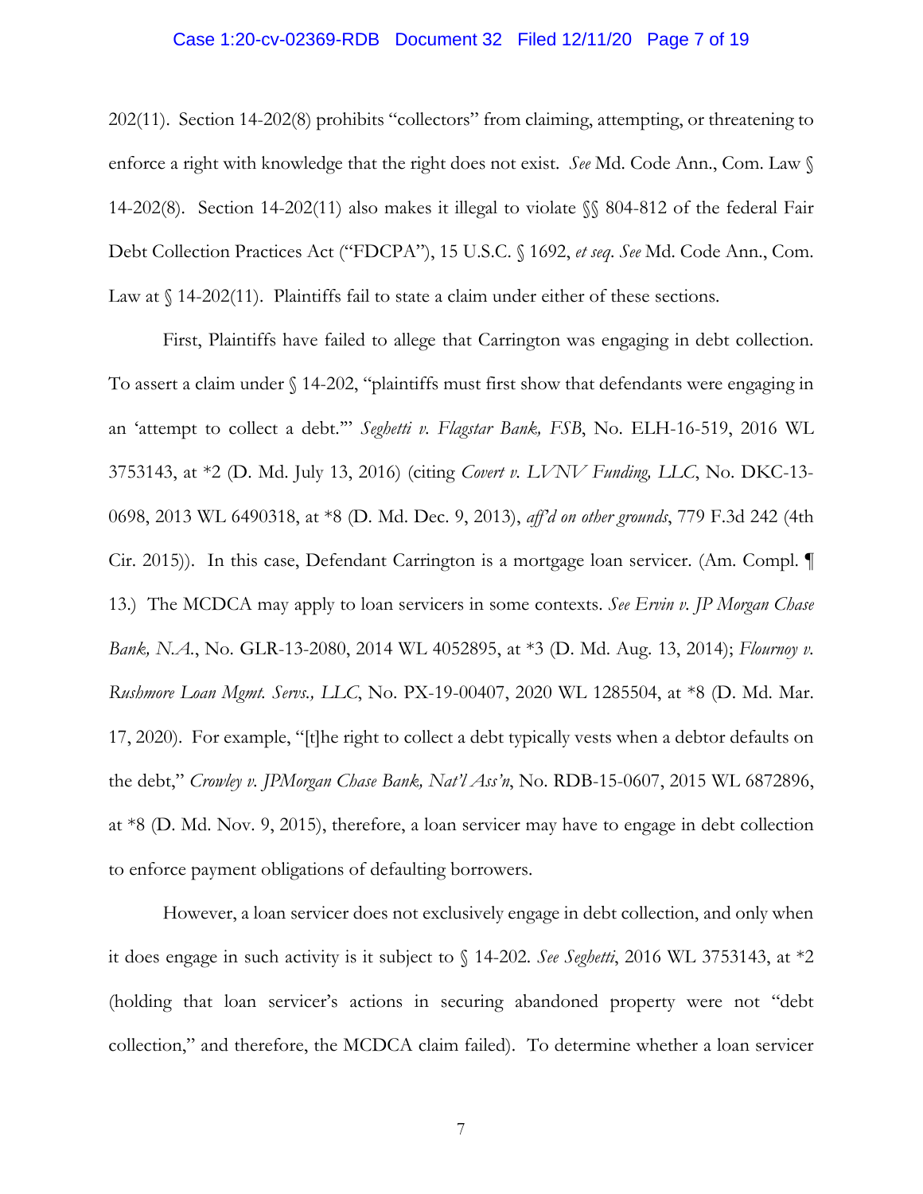202(11). Section 14-202(8) prohibits "collectors" from claiming, attempting, or threatening to enforce a right with knowledge that the right does not exist. *See* Md. Code Ann., Com. Law § 14-202(8). Section 14-202(11) also makes it illegal to violate §§ 804-812 of the federal Fair Debt Collection Practices Act ("FDCPA"), 15 U.S.C. § 1692, *et seq*. *See* Md. Code Ann., Com. Law at § 14-202(11). Plaintiffs fail to state a claim under either of these sections.

First, Plaintiffs have failed to allege that Carrington was engaging in debt collection. To assert a claim under § 14-202, "plaintiffs must first show that defendants were engaging in an 'attempt to collect a debt.'" *Seghetti v. Flagstar Bank, FSB*, No. ELH-16-519, 2016 WL 3753143, at *2 (D. Md. July 13, 2016) (citing *Covert v. LVNV Funding, LLC*, No. DKC-13-0698, 2013 WL 6490318, at *8 (D. Md. Dec. 9, 2013), *aff'd on other grounds*, 779 F.3d 242 (4th Cir. 2015)). In this case, Defendant Carrington is a mortgage loan servicer. (Am. Compl. ¶ 13.) The MCDCA may apply to loan servicers in some contexts. *See Ervin v. JP Morgan Chase Bank, N.A.*, No. GLR-13-2080, 2014 WL 4052895, at *3 (D. Md. Aug. 13, 2014); *Flournoy v. Rushmore Loan Mgmt. Servs., LLC*, No. PX-19-00407, 2020 WL 1285504, at *8 (D. Md. Mar. 17, 2020). For example, "[t]he right to collect a debt typically vests when a debtor defaults on the debt," *Crowley v. JPMorgan Chase Bank, Nat'l Ass'n*, No. RDB-15-0607, 2015 WL 6872896, at *8 (D. Md. Nov. 9, 2015), therefore, a loan servicer may have to engage in debt collection to enforce payment obligations of defaulting borrowers.

However, a loan servicer does not exclusively engage in debt collection, and only when it does engage in such activity is it subject to § 14-202. *See Seghetti*, 2016 WL 3753143, at *2 (holding that loan servicer's actions in securing abandoned property were not "debt collection," and therefore, the MCDCA claim failed). To determine whether a loan servicer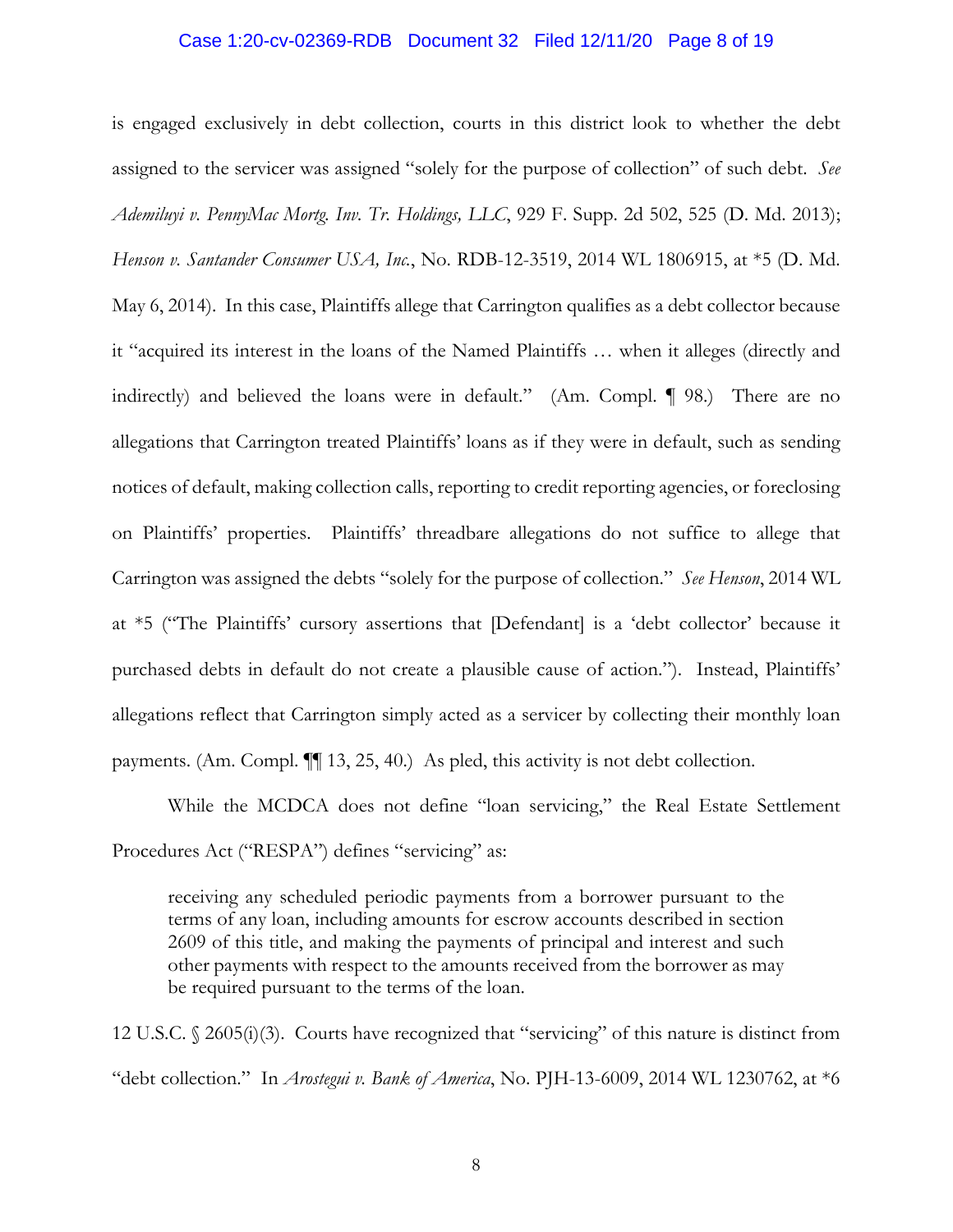is engaged exclusively in debt collection, courts in this district look to whether the debt assigned to the servicer was assigned "solely for the purpose of collection" of such debt. *See Ademiluyi v. PennyMac Mortg. Inv. Tr. Holdings, LLC*, 929 F. Supp. 2d 502, 525 (D. Md. 2013); *Henson v. Santander Consumer USA, Inc.*, No. RDB-12-3519, 2014 WL 1806915, at *5 (D. Md. May 6, 2014). In this case, Plaintiffs allege that Carrington qualifies as a debt collector because it "acquired its interest in the loans of the Named Plaintiffs … when it alleges (directly and indirectly) and believed the loans were in default." (Am. Compl. ¶ 98.) There are no allegations that Carrington treated Plaintiffs' loans as if they were in default, such as sending notices of default, making collection calls, reporting to credit reporting agencies, or foreclosing on Plaintiffs' properties. Plaintiffs' threadbare allegations do not suffice to allege that Carrington was assigned the debts "solely for the purpose of collection." *See Henson*, 2014 WL at *5 ("The Plaintiffs' cursory assertions that [Defendant] is a 'debt collector' because it purchased debts in default do not create a plausible cause of action."). Instead, Plaintiffs' allegations reflect that Carrington simply acted as a servicer by collecting their monthly loan payments. (Am. Compl. ¶¶ 13, 25, 40.) As pled, this activity is not debt collection.

While the MCDCA does not define "loan servicing," the Real Estate Settlement Procedures Act ("RESPA") defines "servicing" as:

> receiving any scheduled periodic payments from a borrower pursuant to the terms of any loan, including amounts for escrow accounts described in section 2609 of this title, and making the payments of principal and interest and such other payments with respect to the amounts received from the borrower as may be required pursuant to the terms of the loan.

12 U.S.C. § 2605(i)(3). Courts have recognized that "servicing" of this nature is distinct from "debt collection." In *Arostegui v. Bank of America*, No. PJH-13-6009, 2014 WL 1230762, at *6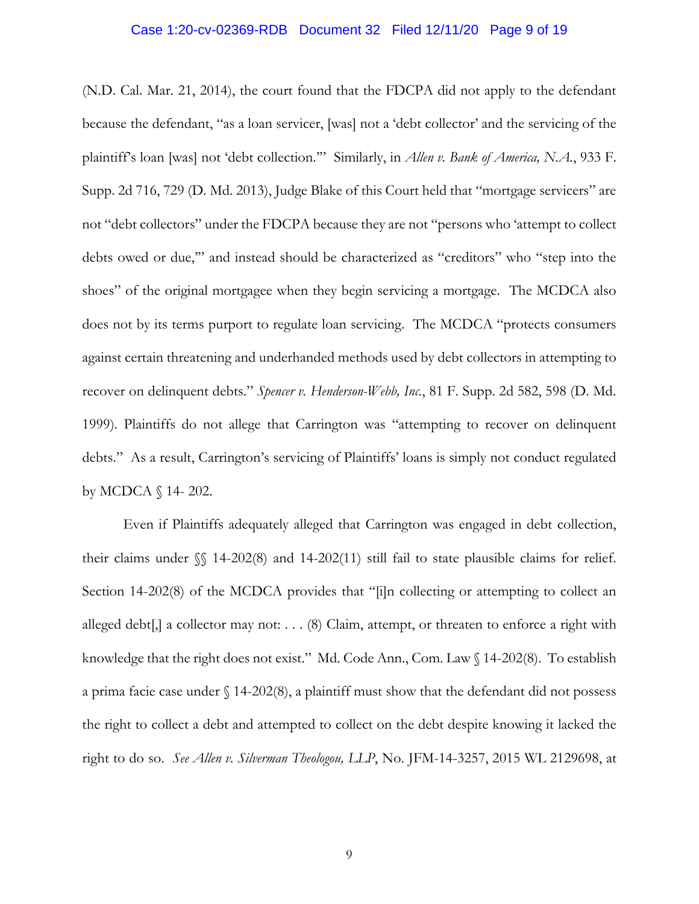(N.D. Cal. Mar. 21, 2014), the court found that the FDCPA did not apply to the defendant because the defendant, "as a loan servicer, [was] not a 'debt collector' and the servicing of the plaintiff's loan [was] not 'debt collection.'" Similarly, in *Allen v. Bank of America, N.A.*, 933 F. Supp. 2d 716, 729 (D. Md. 2013), Judge Blake of this Court held that "mortgage servicers" are not "debt collectors" under the FDCPA because they are not "persons who 'attempt to collect debts owed or due,'" and instead should be characterized as "creditors" who "step into the shoes" of the original mortgagee when they begin servicing a mortgage. The MCDCA also does not by its terms purport to regulate loan servicing. The MCDCA "protects consumers against certain threatening and underhanded methods used by debt collectors in attempting to recover on delinquent debts." *Spencer v. Henderson-Webb, Inc.*, 81 F. Supp. 2d 582, 598 (D. Md. 1999). Plaintiffs do not allege that Carrington was "attempting to recover on delinquent debts." As a result, Carrington's servicing of Plaintiffs' loans is simply not conduct regulated by MCDCA § 14- 202.

Even if Plaintiffs adequately alleged that Carrington was engaged in debt collection, their claims under §§ 14-202(8) and 14-202(11) still fail to state plausible claims for relief. Section 14-202(8) of the MCDCA provides that "[i]n collecting or attempting to collect an alleged debt[,] a collector may not: . . . (8) Claim, attempt, or threaten to enforce a right with knowledge that the right does not exist." Md. Code Ann., Com. Law § 14-202(8). To establish a prima facie case under § 14-202(8), a plaintiff must show that the defendant did not possess the right to collect a debt and attempted to collect on the debt despite knowing it lacked the right to do so. *See Allen v. Silverman Theologou, LLP*, No. JFM-14-3257, 2015 WL 2129698, at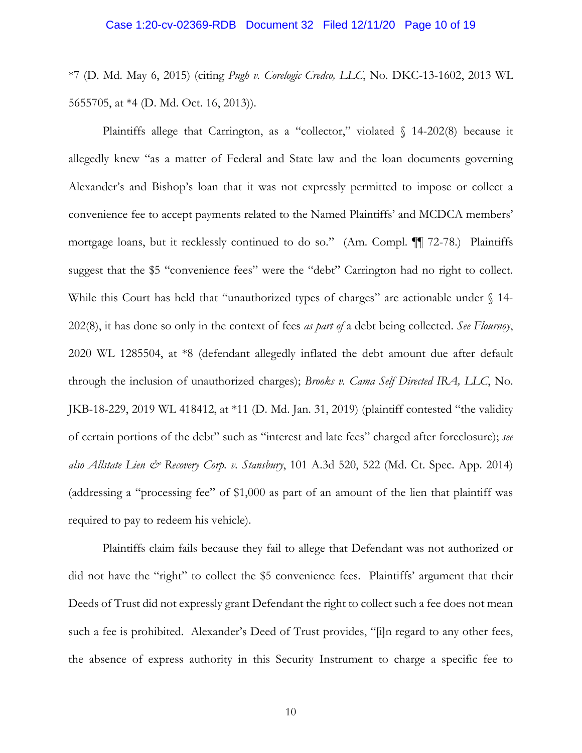*7 (D. Md. May 6, 2015) (citing *Pugh v. Corelogic Credco, LLC*, No. DKC-13-1602, 2013 WL 5655705, at *4 (D. Md. Oct. 16, 2013)).

Plaintiffs allege that Carrington, as a "collector," violated § 14-202(8) because it allegedly knew "as a matter of Federal and State law and the loan documents governing Alexander's and Bishop's loan that it was not expressly permitted to impose or collect a convenience fee to accept payments related to the Named Plaintiffs' and MCDCA members' mortgage loans, but it recklessly continued to do so." (Am. Compl. ¶¶ 72-78.) Plaintiffs suggest that the $5 "convenience fees" were the "debt" Carrington had no right to collect. While this Court has held that "unauthorized types of charges" are actionable under § 14-202(8), it has done so only in the context of fees *as part of* a debt being collected. *See Flournoy*, 2020 WL 1285504, at *8 (defendant allegedly inflated the debt amount due after default through the inclusion of unauthorized charges); *Brooks v. Cama Self Directed IRA, LLC*, No. JKB-18-229, 2019 WL 418412, at *11 (D. Md. Jan. 31, 2019) (plaintiff contested "the validity of certain portions of the debt" such as "interest and late fees" charged after foreclosure); *see also Allstate Lien & Recovery Corp. v. Stansbury*, 101 A.3d 520, 522 (Md. Ct. Spec. App. 2014) (addressing a "processing fee" of $1,000 as part of an amount of the lien that plaintiff was required to pay to redeem his vehicle).

Plaintiffs claim fails because they fail to allege that Defendant was not authorized or did not have the "right" to collect the $5 convenience fees. Plaintiffs' argument that their Deeds of Trust did not expressly grant Defendant the right to collect such a fee does not mean such a fee is prohibited. Alexander's Deed of Trust provides, "[i]n regard to any other fees, the absence of express authority in this Security Instrument to charge a specific fee to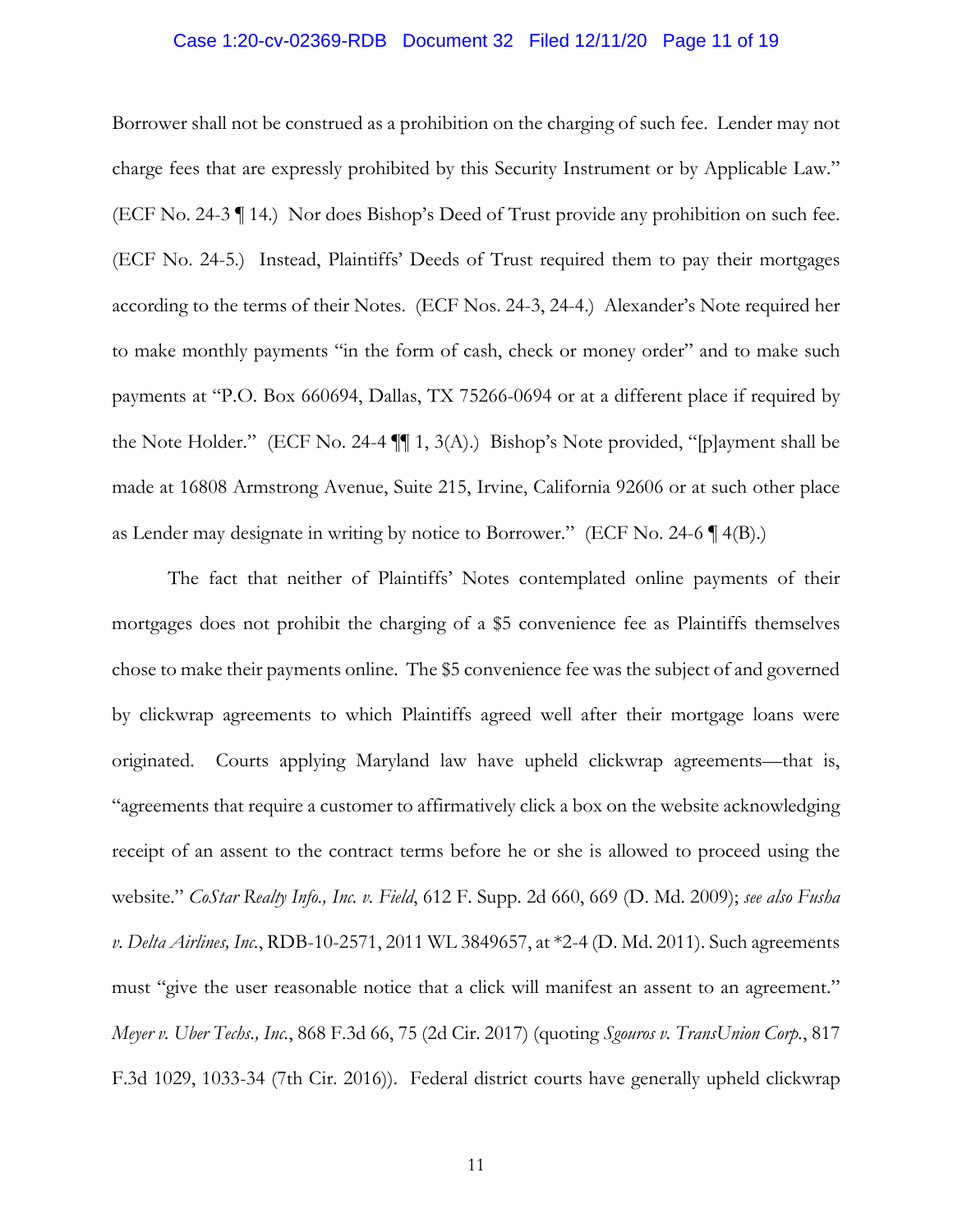Borrower shall not be construed as a prohibition on the charging of such fee. Lender may not charge fees that are expressly prohibited by this Security Instrument or by Applicable Law." (ECF No. 24-3 ¶ 14.) Nor does Bishop's Deed of Trust provide any prohibition on such fee. (ECF No. 24-5.) Instead, Plaintiffs' Deeds of Trust required them to pay their mortgages according to the terms of their Notes. (ECF Nos. 24-3, 24-4.) Alexander's Note required her to make monthly payments "in the form of cash, check or money order" and to make such payments at "P.O. Box 660694, Dallas, TX 75266-0694 or at a different place if required by the Note Holder." (ECF No. 24-4 ¶¶ 1, 3(A).) Bishop's Note provided, "[p]ayment shall be made at 16808 Armstrong Avenue, Suite 215, Irvine, California 92606 or at such other place as Lender may designate in writing by notice to Borrower." (ECF No. 24-6 ¶ 4(B).)

The fact that neither of Plaintiffs' Notes contemplated online payments of their mortgages does not prohibit the charging of a $5 convenience fee as Plaintiffs themselves chose to make their payments online. The $5 convenience fee was the subject of and governed by clickwrap agreements to which Plaintiffs agreed well after their mortgage loans were originated. Courts applying Maryland law have upheld clickwrap agreements—that is, "agreements that require a customer to affirmatively click a box on the website acknowledging receipt of an assent to the contract terms before he or she is allowed to proceed using the website." *CoStar Realty Info., Inc. v. Field*, 612 F. Supp. 2d 660, 669 (D. Md. 2009); *see also Fusha v. Delta Airlines, Inc.*, RDB-10-2571, 2011 WL 3849657, at *2-4 (D. Md. 2011). Such agreements must "give the user reasonable notice that a click will manifest an assent to an agreement." *Meyer v. Uber Techs., Inc.*, 868 F.3d 66, 75 (2d Cir. 2017) (quoting *Sgouros v. TransUnion Corp.*, 817 F.3d 1029, 1033-34 (7th Cir. 2016)). Federal district courts have generally upheld clickwrap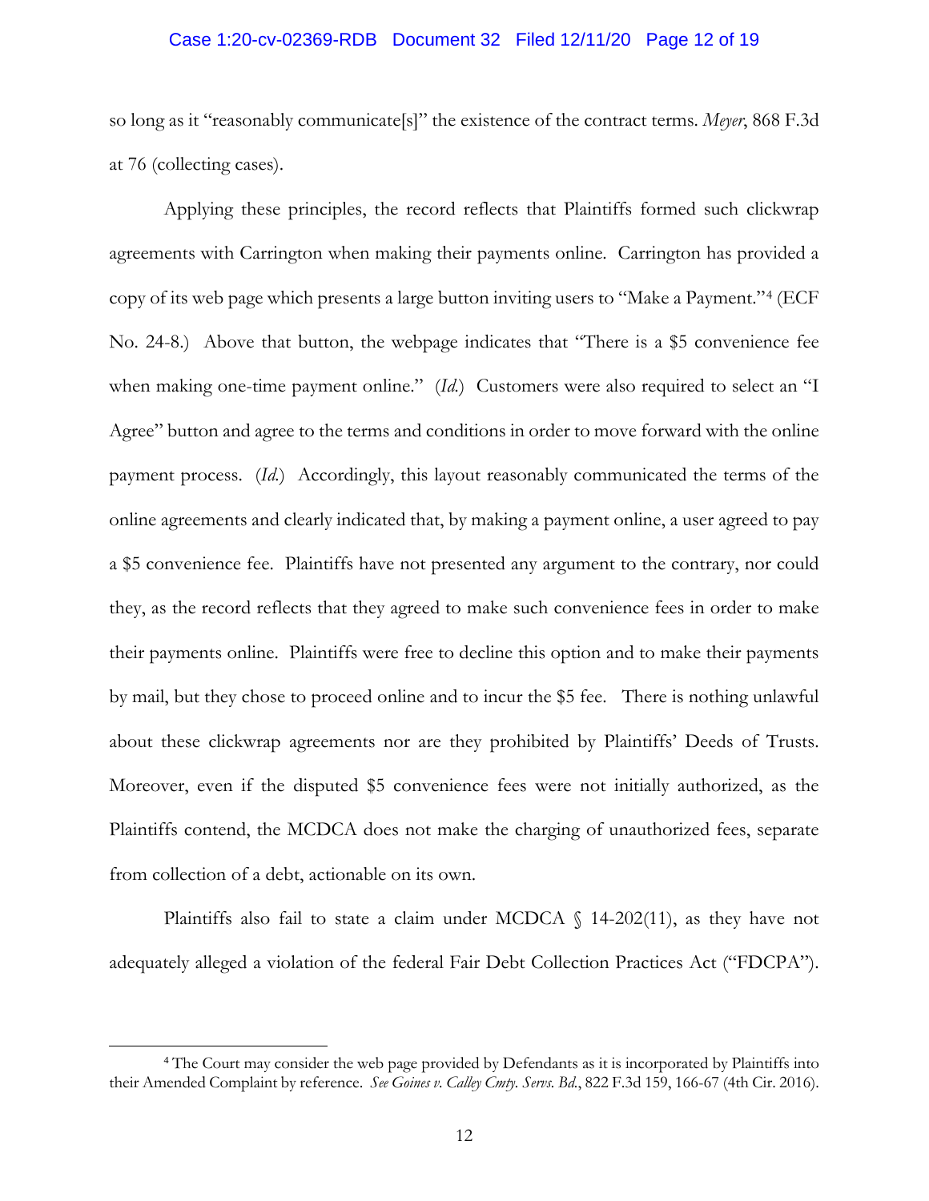so long as it "reasonably communicate[s]" the existence of the contract terms. *Meyer*, 868 F.3d at 76 (collecting cases).

Applying these principles, the record reflects that Plaintiffs formed such clickwrap agreements with Carrington when making their payments online. Carrington has provided a copy of its web page which presents a large button inviting users to "Make a Payment."[4] (ECF No. 24-8.) Above that button, the webpage indicates that "There is a $5 convenience fee when making one-time payment online." (*Id.*) Customers were also required to select an "I Agree" button and agree to the terms and conditions in order to move forward with the online payment process. (*Id.*) Accordingly, this layout reasonably communicated the terms of the online agreements and clearly indicated that, by making a payment online, a user agreed to pay a $5 convenience fee. Plaintiffs have not presented any argument to the contrary, nor could they, as the record reflects that they agreed to make such convenience fees in order to make their payments online. Plaintiffs were free to decline this option and to make their payments by mail, but they chose to proceed online and to incur the $5 fee. There is nothing unlawful about these clickwrap agreements nor are they prohibited by Plaintiffs' Deeds of Trusts. Moreover, even if the disputed $5 convenience fees were not initially authorized, as the Plaintiffs contend, the MCDCA does not make the charging of unauthorized fees, separate from collection of a debt, actionable on its own.

Plaintiffs also fail to state a claim under MCDCA § 14-202(11), as they have not adequately alleged a violation of the federal Fair Debt Collection Practices Act ("FDCPA").

---

[4] The Court may consider the web page provided by Defendants as it is incorporated by Plaintiffs into their Amended Complaint by reference. *See Goines v. Calley Cmty. Servs. Bd.*, 822 F.3d 159, 166-67 (4th Cir. 2016).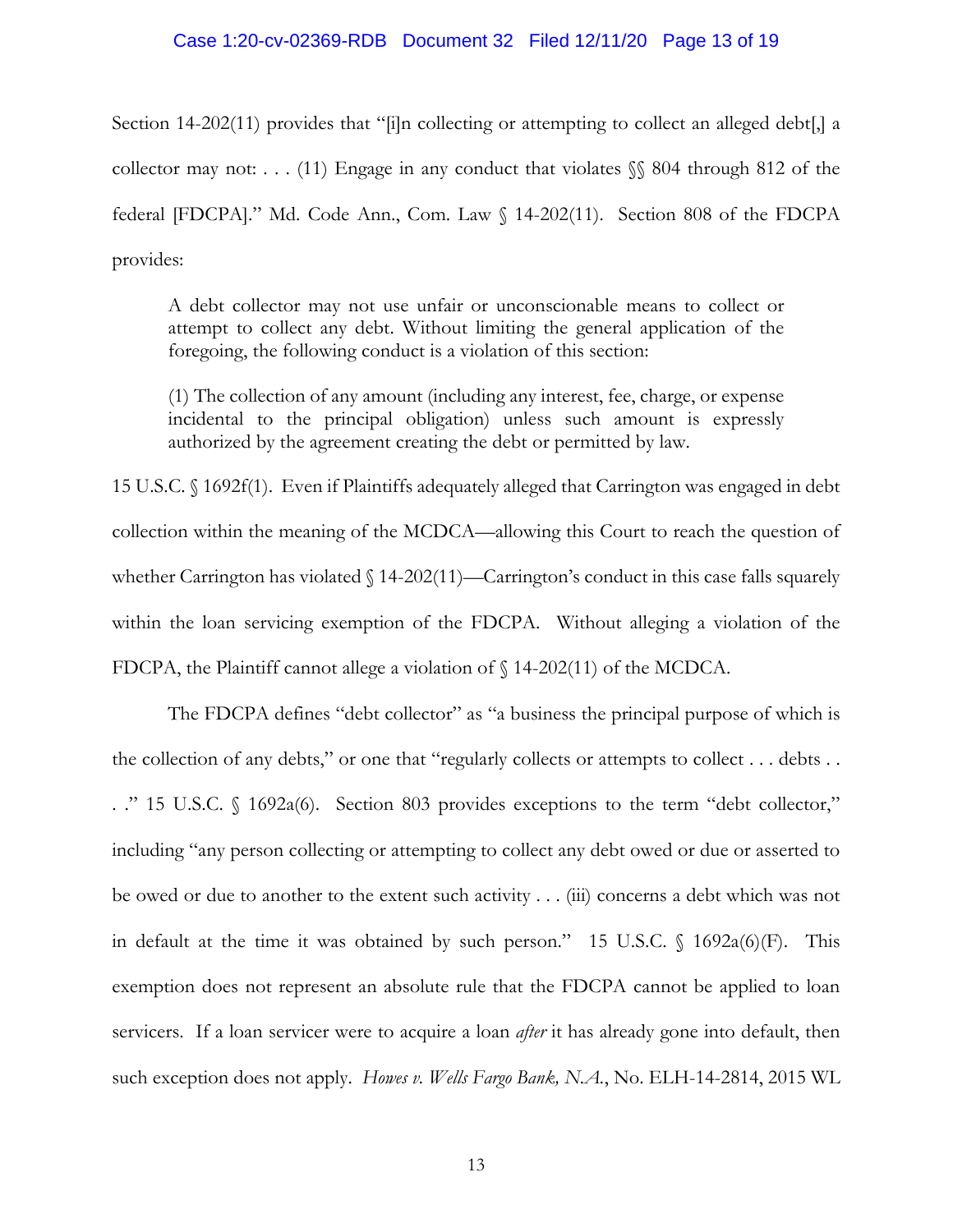Section 14-202(11) provides that "[i]n collecting or attempting to collect an alleged debt[,] a collector may not: . . . (11) Engage in any conduct that violates §§ 804 through 812 of the federal [FDCPA]." Md. Code Ann., Com. Law § 14-202(11). Section 808 of the FDCPA provides:

> A debt collector may not use unfair or unconscionable means to collect or attempt to collect any debt. Without limiting the general application of the foregoing, the following conduct is a violation of this section:
>
> (1) The collection of any amount (including any interest, fee, charge, or expense incidental to the principal obligation) unless such amount is expressly authorized by the agreement creating the debt or permitted by law.

15 U.S.C. § 1692f(1). Even if Plaintiffs adequately alleged that Carrington was engaged in debt collection within the meaning of the MCDCA—allowing this Court to reach the question of whether Carrington has violated § 14-202(11)—Carrington's conduct in this case falls squarely within the loan servicing exemption of the FDCPA. Without alleging a violation of the FDCPA, the Plaintiff cannot allege a violation of § 14-202(11) of the MCDCA.

The FDCPA defines "debt collector" as "a business the principal purpose of which is the collection of any debts," or one that "regularly collects or attempts to collect . . . debts . . ." 15 U.S.C. § 1692a(6). Section 803 provides exceptions to the term "debt collector," including "any person collecting or attempting to collect any debt owed or due or asserted to be owed or due to another to the extent such activity . . . (iii) concerns a debt which was not in default at the time it was obtained by such person." 15 U.S.C. § 1692a(6)(F). This exemption does not represent an absolute rule that the FDCPA cannot be applied to loan servicers. If a loan servicer were to acquire a loan *after* it has already gone into default, then such exception does not apply. *Howes v. Wells Fargo Bank, N.A.*, No. ELH-14-2814, 2015 WL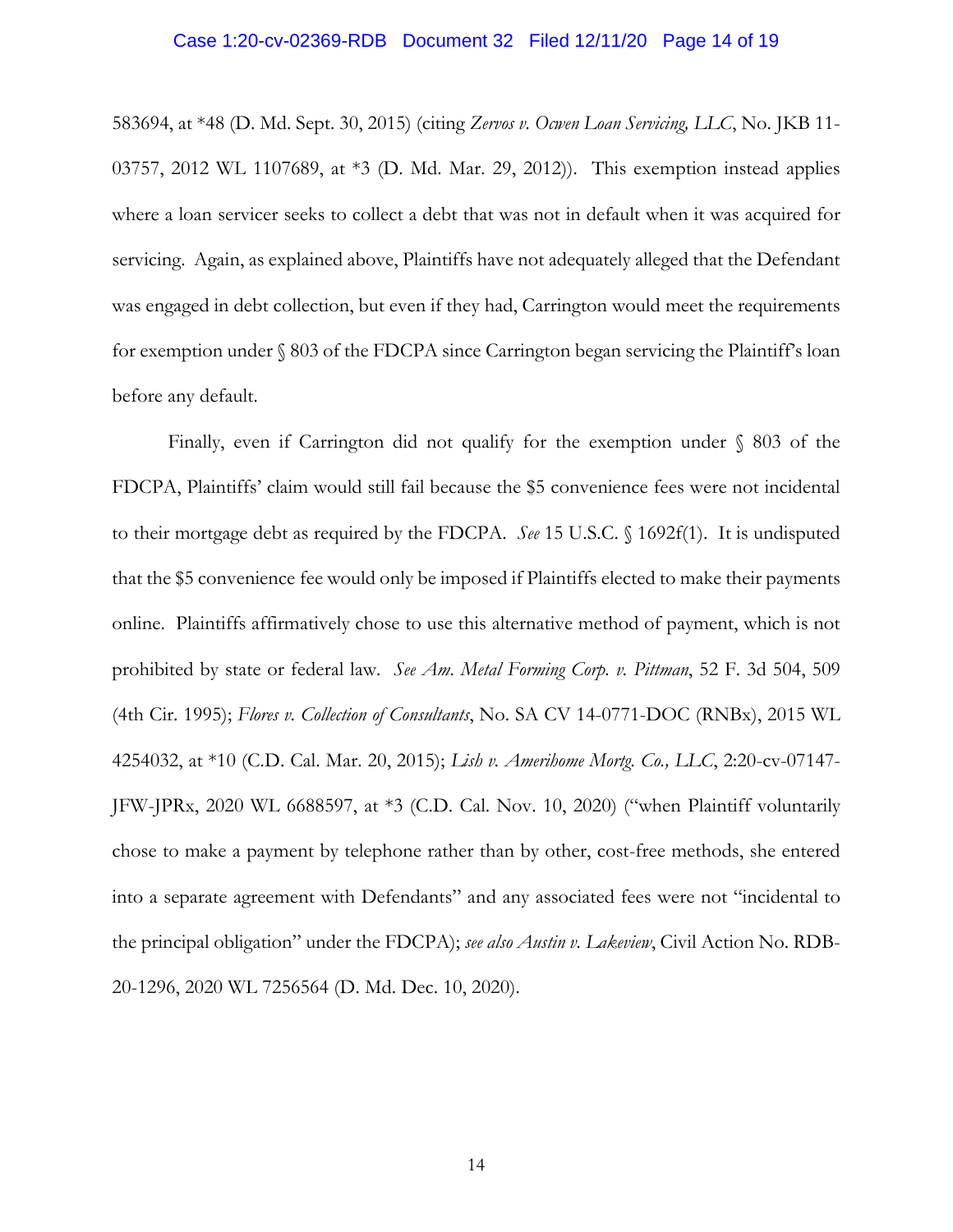583694, at *48 (D. Md. Sept. 30, 2015) (citing *Zervos v. Ocwen Loan Servicing, LLC*, No. JKB 11-03757, 2012 WL 1107689, at *3 (D. Md. Mar. 29, 2012)). This exemption instead applies where a loan servicer seeks to collect a debt that was not in default when it was acquired for servicing. Again, as explained above, Plaintiffs have not adequately alleged that the Defendant was engaged in debt collection, but even if they had, Carrington would meet the requirements for exemption under § 803 of the FDCPA since Carrington began servicing the Plaintiff's loan before any default.

Finally, even if Carrington did not qualify for the exemption under § 803 of the FDCPA, Plaintiffs' claim would still fail because the $5 convenience fees were not incidental to their mortgage debt as required by the FDCPA. *See* 15 U.S.C. § 1692f(1). It is undisputed that the $5 convenience fee would only be imposed if Plaintiffs elected to make their payments online. Plaintiffs affirmatively chose to use this alternative method of payment, which is not prohibited by state or federal law. *See Am. Metal Forming Corp. v. Pittman*, 52 F. 3d 504, 509 (4th Cir. 1995); *Flores v. Collection of Consultants*, No. SA CV 14-0771-DOC (RNBx), 2015 WL 4254032, at *10 (C.D. Cal. Mar. 20, 2015); *Lish v. Amerihome Mortg. Co., LLC*, 2:20-cv-07147-JFW-JPRx, 2020 WL 6688597, at *3 (C.D. Cal. Nov. 10, 2020) ("when Plaintiff voluntarily chose to make a payment by telephone rather than by other, cost-free methods, she entered into a separate agreement with Defendants" and any associated fees were not "incidental to the principal obligation" under the FDCPA); *see also Austin v. Lakeview*, Civil Action No. RDB-20-1296, 2020 WL 7256564 (D. Md. Dec. 10, 2020).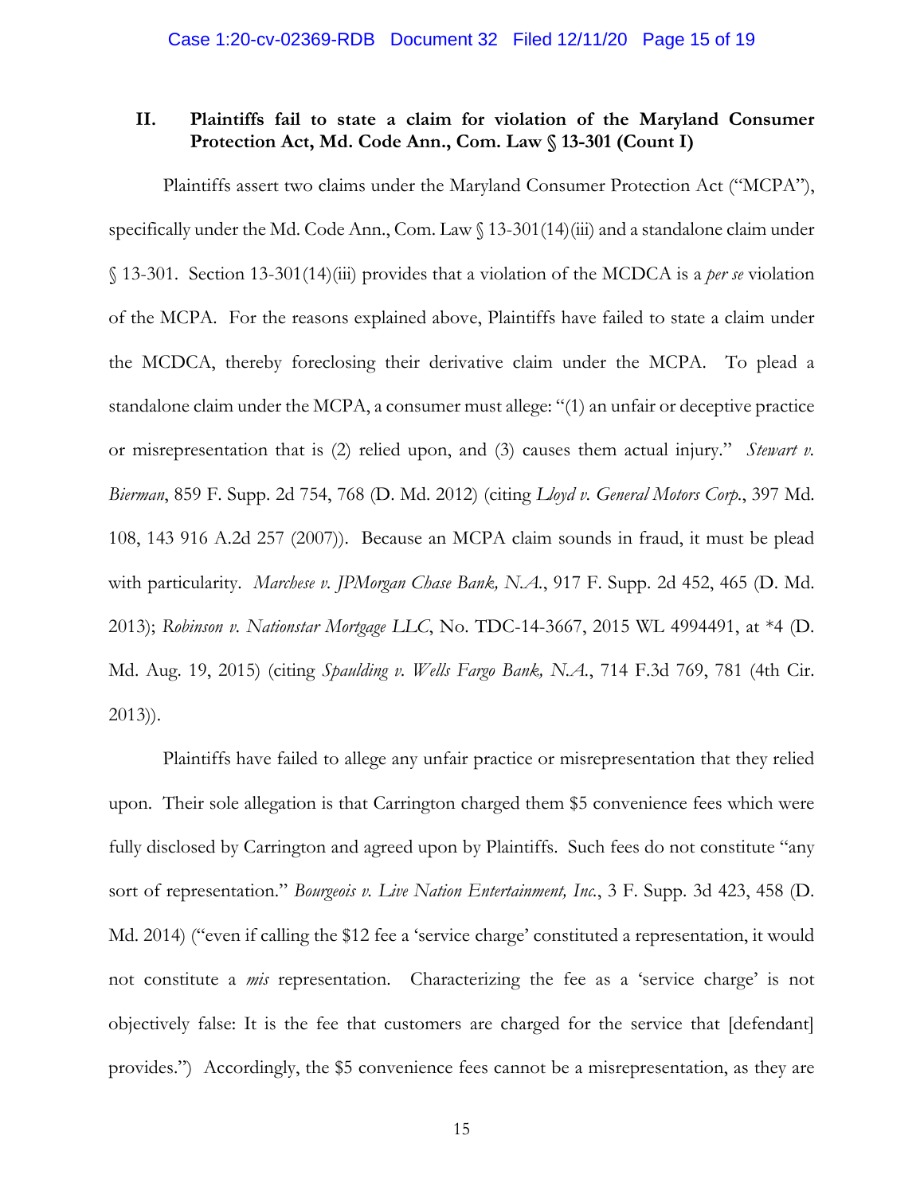## II. Plaintiffs fail to state a claim for violation of the Maryland Consumer Protection Act, Md. Code Ann., Com. Law § 13-301 (Count I)

Plaintiffs assert two claims under the Maryland Consumer Protection Act ("MCPA"), specifically under the Md. Code Ann., Com. Law § 13-301(14)(iii) and a standalone claim under § 13-301. Section 13-301(14)(iii) provides that a violation of the MCDCA is a *per se* violation of the MCPA. For the reasons explained above, Plaintiffs have failed to state a claim under the MCDCA, thereby foreclosing their derivative claim under the MCPA. To plead a standalone claim under the MCPA, a consumer must allege: "(1) an unfair or deceptive practice or misrepresentation that is (2) relied upon, and (3) causes them actual injury." *Stewart v. Bierman*, 859 F. Supp. 2d 754, 768 (D. Md. 2012) (citing *Lloyd v. General Motors Corp.*, 397 Md. 108, 143 916 A.2d 257 (2007)). Because an MCPA claim sounds in fraud, it must be plead with particularity. *Marchese v. JPMorgan Chase Bank, N.A.*, 917 F. Supp. 2d 452, 465 (D. Md. 2013); *Robinson v. Nationstar Mortgage LLC*, No. TDC-14-3667, 2015 WL 4994491, at *4 (D. Md. Aug. 19, 2015) (citing *Spaulding v. Wells Fargo Bank, N.A.*, 714 F.3d 769, 781 (4th Cir. 2013)).

Plaintiffs have failed to allege any unfair practice or misrepresentation that they relied upon. Their sole allegation is that Carrington charged them $5 convenience fees which were fully disclosed by Carrington and agreed upon by Plaintiffs. Such fees do not constitute "any sort of representation." *Bourgeois v. Live Nation Entertainment, Inc.*, 3 F. Supp. 3d 423, 458 (D. Md. 2014) ("even if calling the $12 fee a 'service charge' constituted a representation, it would not constitute a *mis* representation. Characterizing the fee as a 'service charge' is not objectively false: It is the fee that customers are charged for the service that [defendant] provides.") Accordingly, the $5 convenience fees cannot be a misrepresentation, as they are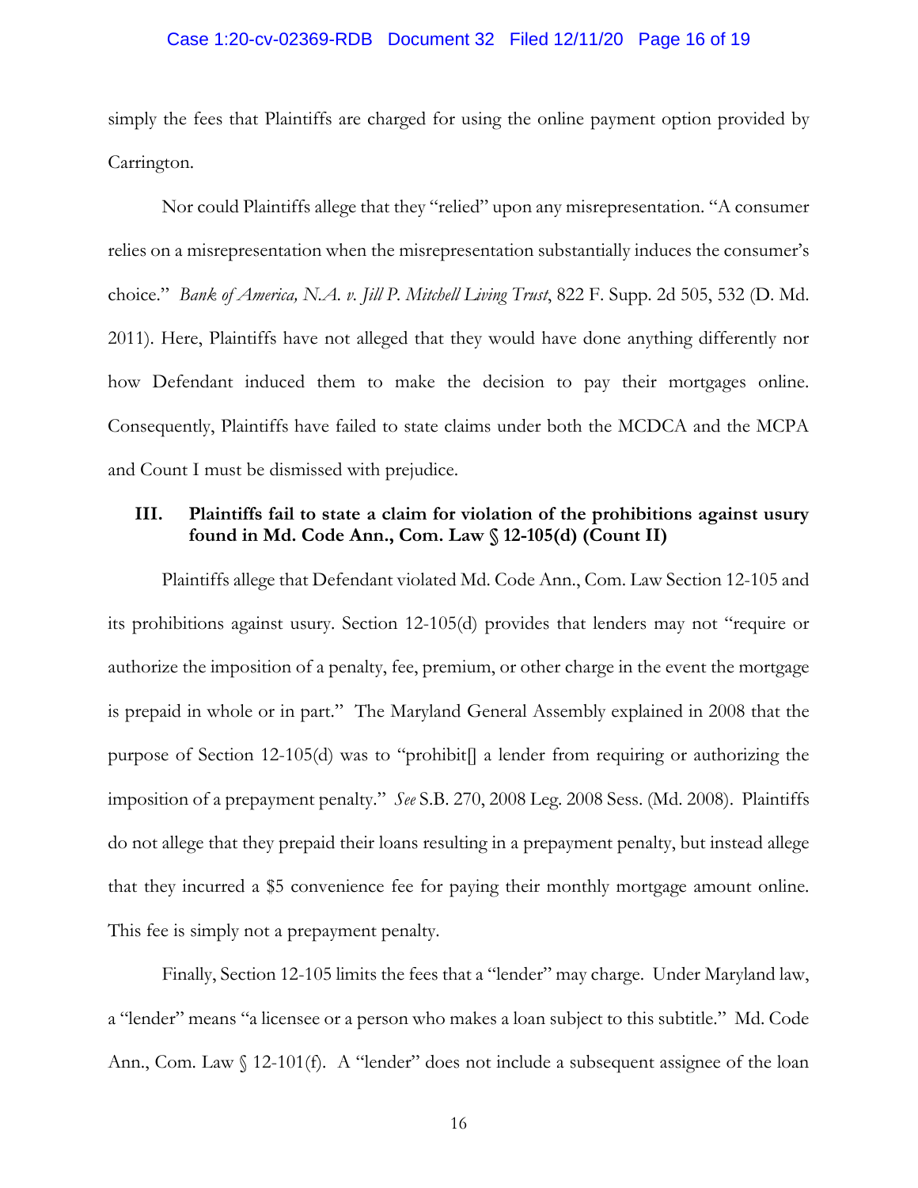simply the fees that Plaintiffs are charged for using the online payment option provided by Carrington.

Nor could Plaintiffs allege that they "relied" upon any misrepresentation. "A consumer relies on a misrepresentation when the misrepresentation substantially induces the consumer's choice." *Bank of America, N.A. v. Jill P. Mitchell Living Trust*, 822 F. Supp. 2d 505, 532 (D. Md. 2011). Here, Plaintiffs have not alleged that they would have done anything differently nor how Defendant induced them to make the decision to pay their mortgages online. Consequently, Plaintiffs have failed to state claims under both the MCDCA and the MCPA and Count I must be dismissed with prejudice.

### III. Plaintiffs fail to state a claim for violation of the prohibitions against usury found in Md. Code Ann., Com. Law § 12-105(d) (Count II)

Plaintiffs allege that Defendant violated Md. Code Ann., Com. Law Section 12-105 and its prohibitions against usury. Section 12-105(d) provides that lenders may not "require or authorize the imposition of a penalty, fee, premium, or other charge in the event the mortgage is prepaid in whole or in part." The Maryland General Assembly explained in 2008 that the purpose of Section 12-105(d) was to "prohibit[] a lender from requiring or authorizing the imposition of a prepayment penalty." *See* S.B. 270, 2008 Leg. 2008 Sess. (Md. 2008). Plaintiffs do not allege that they prepaid their loans resulting in a prepayment penalty, but instead allege that they incurred a $5 convenience fee for paying their monthly mortgage amount online. This fee is simply not a prepayment penalty.

Finally, Section 12-105 limits the fees that a "lender" may charge. Under Maryland law, a "lender" means "a licensee or a person who makes a loan subject to this subtitle." Md. Code Ann., Com. Law § 12-101(f). A "lender" does not include a subsequent assignee of the loan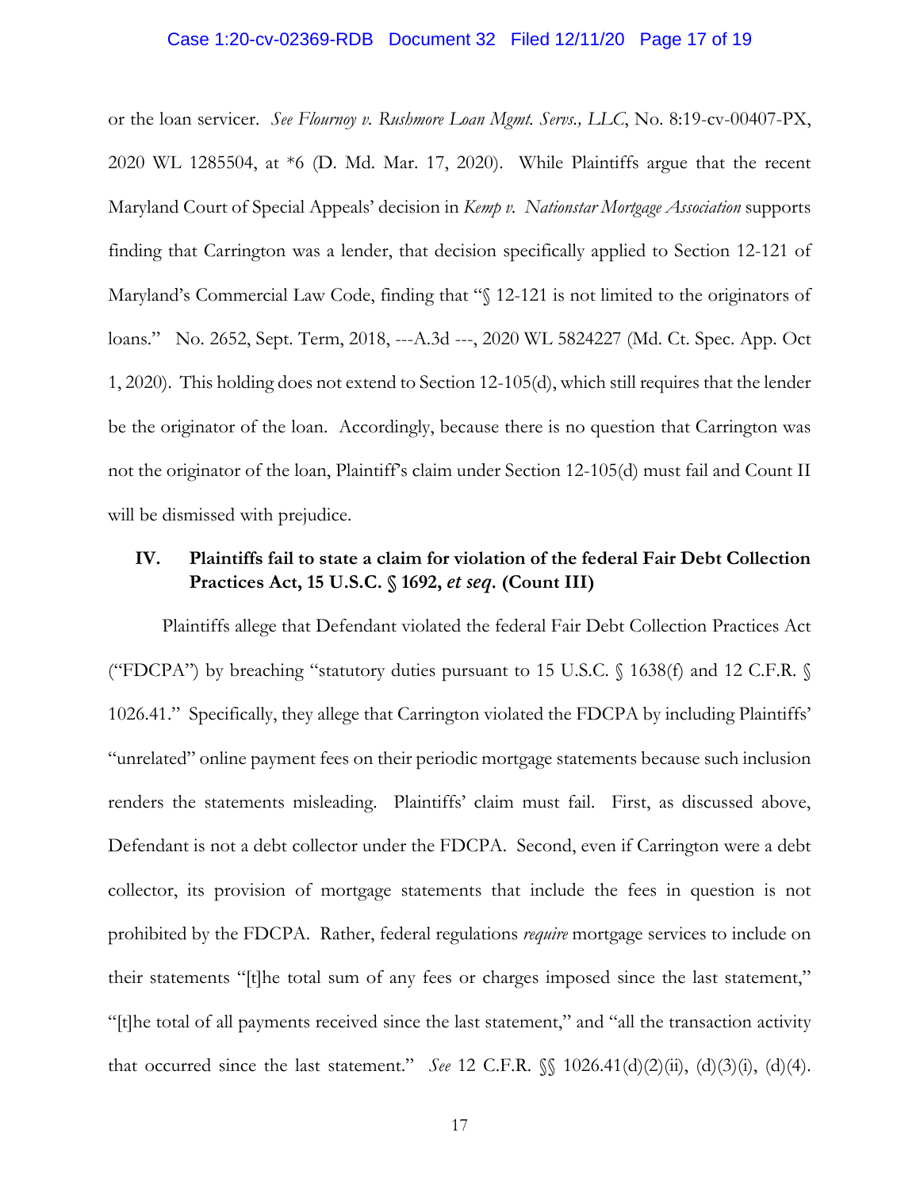or the loan servicer. *See Flournoy v. Rushmore Loan Mgmt. Servs., LLC*, No. 8:19-cv-00407-PX, 2020 WL 1285504, at *6 (D. Md. Mar. 17, 2020). While Plaintiffs argue that the recent Maryland Court of Special Appeals' decision in *Kemp v. Nationstar Mortgage Association* supports finding that Carrington was a lender, that decision specifically applied to Section 12-121 of Maryland's Commercial Law Code, finding that "§ 12-121 is not limited to the originators of loans." No. 2652, Sept. Term, 2018, ---A.3d ---, 2020 WL 5824227 (Md. Ct. Spec. App. Oct 1, 2020). This holding does not extend to Section 12-105(d), which still requires that the lender be the originator of the loan. Accordingly, because there is no question that Carrington was not the originator of the loan, Plaintiff's claim under Section 12-105(d) must fail and Count II will be dismissed with prejudice.

## IV. Plaintiffs fail to state a claim for violation of the federal Fair Debt Collection Practices Act, 15 U.S.C. § 1692, *et seq.* (Count III)

Plaintiffs allege that Defendant violated the federal Fair Debt Collection Practices Act ("FDCPA") by breaching "statutory duties pursuant to 15 U.S.C. § 1638(f) and 12 C.F.R. § 1026.41." Specifically, they allege that Carrington violated the FDCPA by including Plaintiffs' "unrelated" online payment fees on their periodic mortgage statements because such inclusion renders the statements misleading. Plaintiffs' claim must fail. First, as discussed above, Defendant is not a debt collector under the FDCPA. Second, even if Carrington were a debt collector, its provision of mortgage statements that include the fees in question is not prohibited by the FDCPA. Rather, federal regulations *require* mortgage services to include on their statements "[t]he total sum of any fees or charges imposed since the last statement," "[t]he total of all payments received since the last statement," and "all the transaction activity that occurred since the last statement." *See* 12 C.F.R. §§ 1026.41(d)(2)(ii), (d)(3)(i), (d)(4).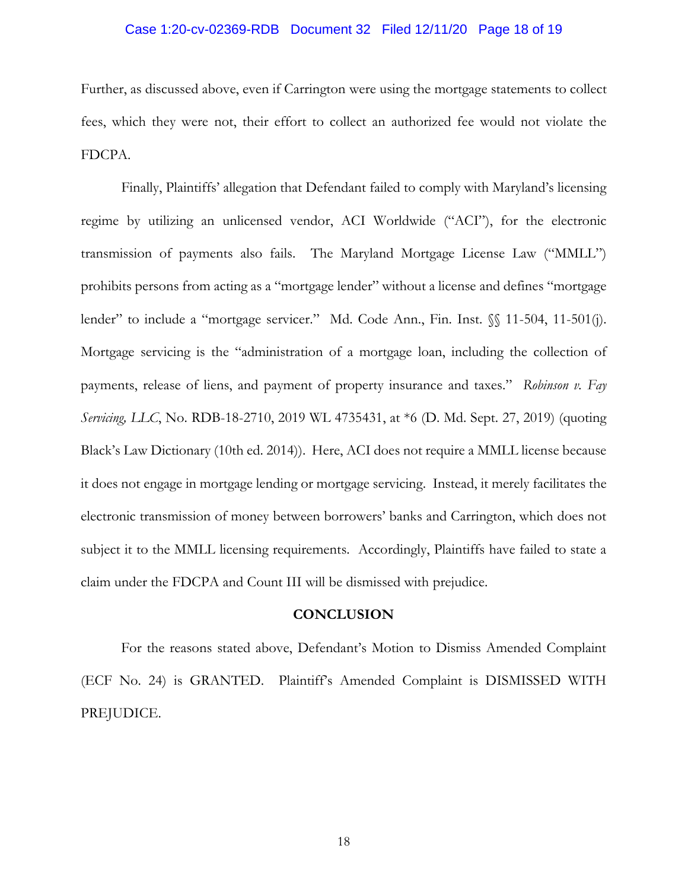Further, as discussed above, even if Carrington were using the mortgage statements to collect fees, which they were not, their effort to collect an authorized fee would not violate the FDCPA.

Finally, Plaintiffs' allegation that Defendant failed to comply with Maryland's licensing regime by utilizing an unlicensed vendor, ACI Worldwide ("ACI"), for the electronic transmission of payments also fails. The Maryland Mortgage License Law ("MMLL") prohibits persons from acting as a "mortgage lender" without a license and defines "mortgage lender" to include a "mortgage servicer." Md. Code Ann., Fin. Inst. §§ 11-504, 11-501(j). Mortgage servicing is the "administration of a mortgage loan, including the collection of payments, release of liens, and payment of property insurance and taxes." *Robinson v. Fay Servicing, LLC*, No. RDB-18-2710, 2019 WL 4735431, at *6 (D. Md. Sept. 27, 2019) (quoting Black's Law Dictionary (10th ed. 2014)). Here, ACI does not require a MMLL license because it does not engage in mortgage lending or mortgage servicing. Instead, it merely facilitates the electronic transmission of money between borrowers' banks and Carrington, which does not subject it to the MMLL licensing requirements. Accordingly, Plaintiffs have failed to state a claim under the FDCPA and Count III will be dismissed with prejudice.

## CONCLUSION

For the reasons stated above, Defendant's Motion to Dismiss Amended Complaint (ECF No. 24) is GRANTED. Plaintiff's Amended Complaint is DISMISSED WITH PREJUDICE.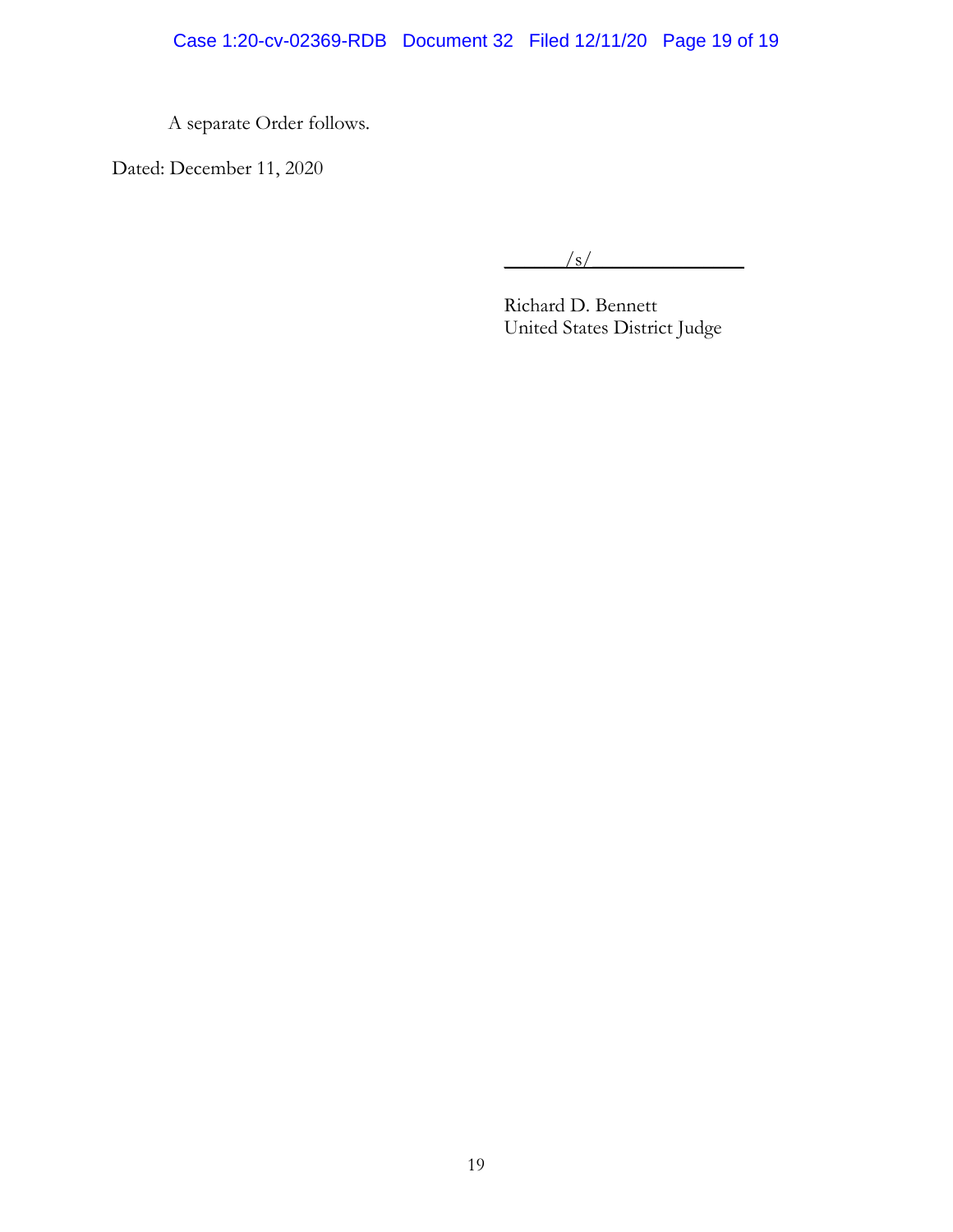A separate Order follows.

Dated: December 11, 2020

/s/

Richard D. Bennett
United States District Judge